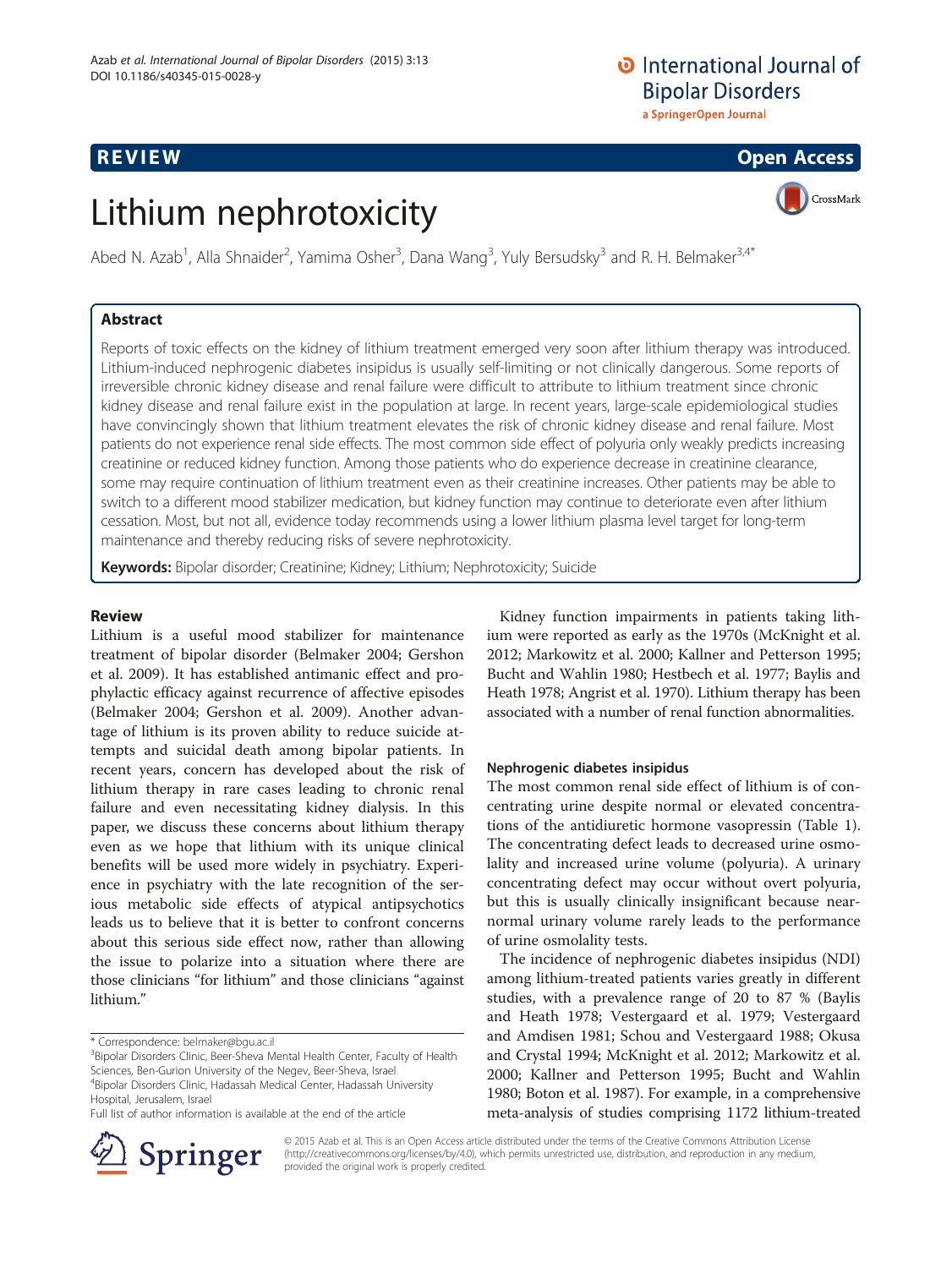REVIEW

Open Access

# Lithium nephrotoxicity

Abed N. Azab[1], Alla Shnaider[2], Yamima Osher[3], Dana Wang[3], Yuly Bersudsky[3] and R. H. Belmaker[3,4*]

## Abstract

Reports of toxic effects on the kidney of lithium treatment emerged very soon after lithium therapy was introduced. Lithium-induced nephrogenic diabetes insipidus is usually self-limiting or not clinically dangerous. Some reports of irreversible chronic kidney disease and renal failure were difficult to attribute to lithium treatment since chronic kidney disease and renal failure exist in the population at large. In recent years, large-scale epidemiological studies have convincingly shown that lithium treatment elevates the risk of chronic kidney disease and renal failure. Most patients do not experience renal side effects. The most common side effect of polyuria only weakly predicts increasing creatinine or reduced kidney function. Among those patients who do experience decrease in creatinine clearance, some may require continuation of lithium treatment even as their creatinine increases. Other patients may be able to switch to a different mood stabilizer medication, but kidney function may continue to deteriorate even after lithium cessation. Most, but not all, evidence today recommends using a lower lithium plasma level target for long-term maintenance and thereby reducing risks of severe nephrotoxicity.

**Keywords:** Bipolar disorder; Creatinine; Kidney; Lithium; Nephrotoxicity; Suicide

## Review

Lithium is a useful mood stabilizer for maintenance treatment of bipolar disorder (Belmaker 2004; Gershon et al. 2009). It has established antimanic effect and prophylactic efficacy against recurrence of affective episodes (Belmaker 2004; Gershon et al. 2009). Another advantage of lithium is its proven ability to reduce suicide attempts and suicidal death among bipolar patients. In recent years, concern has developed about the risk of lithium therapy in rare cases leading to chronic renal failure and even necessitating kidney dialysis. In this paper, we discuss these concerns about lithium therapy even as we hope that lithium with its unique clinical benefits will be used more widely in psychiatry. Experience in psychiatry with the late recognition of the serious metabolic side effects of atypical antipsychotics leads us to believe that it is better to confront concerns about this serious side effect now, rather than allowing the issue to polarize into a situation where there are those clinicians "for lithium" and those clinicians "against lithium."

Kidney function impairments in patients taking lithium were reported as early as the 1970s (McKnight et al. 2012; Markowitz et al. 2000; Kallner and Petterson 1995; Bucht and Wahlin 1980; Hestbech et al. 1977; Baylis and Heath 1978; Angrist et al. 1970). Lithium therapy has been associated with a number of renal function abnormalities.

### Nephrogenic diabetes insipidus

The most common renal side effect of lithium is of concentrating urine despite normal or elevated concentrations of the antidiuretic hormone vasopressin (Table 1). The concentrating defect leads to decreased urine osmolality and increased urine volume (polyuria). A urinary concentrating defect may occur without overt polyuria, but this is usually clinically insignificant because near-normal urinary volume rarely leads to the performance of urine osmolality tests.

The incidence of nephrogenic diabetes insipidus (NDI) among lithium-treated patients varies greatly in different studies, with a prevalence range of 20 to 87 % (Baylis and Heath 1978; Vestergaard et al. 1979; Vestergaard and Amdisen 1981; Schou and Vestergaard 1988; Okusa and Crystal 1994; McKnight et al. 2012; Markowitz et al. 2000; Kallner and Petterson 1995; Bucht and Wahlin 1980; Boton et al. 1987). For example, in a comprehensive meta-analysis of studies comprising 1172 lithium-treated

\* Correspondence: belmaker@bgu.ac.il
[3]Bipolar Disorders Clinic, Beer-Sheva Mental Health Center, Faculty of Health Sciences, Ben-Gurion University of the Negev, Beer-Sheva, Israel
[4]Bipolar Disorders Clinic, Hadassah Medical Center, Hadassah University Hospital, Jerusalem, Israel
Full list of author information is available at the end of the article

© 2015 Azab et al. This is an Open Access article distributed under the terms of the Creative Commons Attribution License (http://creativecommons.org/licenses/by/4.0), which permits unrestricted use, distribution, and reproduction in any medium, provided the original work is properly credited.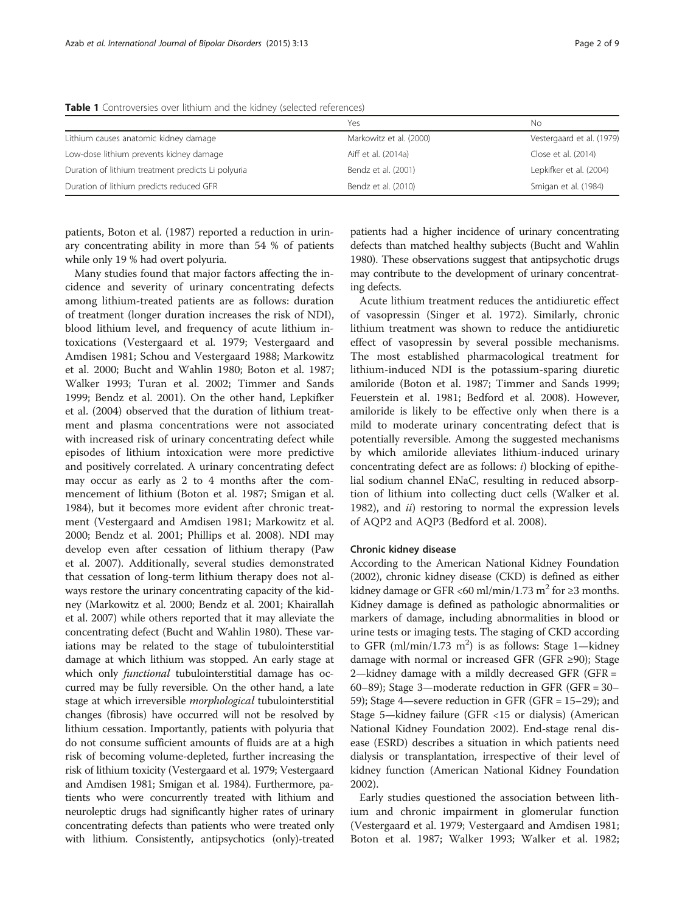**Table 1** Controversies over lithium and the kidney (selected references)

| | Yes | No |
|---|---|---|
| Lithium causes anatomic kidney damage | Markowitz et al. (2000) | Vestergaard et al. (1979) |
| Low-dose lithium prevents kidney damage | Aiff et al. (2014a) | Close et al. (2014) |
| Duration of lithium treatment predicts Li polyuria | Bendz et al. (2001) | Lepkifker et al. (2004) |
| Duration of lithium predicts reduced GFR | Bendz et al. (2010) | Smigan et al. (1984) |

patients, Boton et al. (1987) reported a reduction in urinary concentrating ability in more than 54 % of patients while only 19 % had overt polyuria.

Many studies found that major factors affecting the incidence and severity of urinary concentrating defects among lithium-treated patients are as follows: duration of treatment (longer duration increases the risk of NDI), blood lithium level, and frequency of acute lithium intoxications (Vestergaard et al. 1979; Vestergaard and Amdisen 1981; Schou and Vestergaard 1988; Markowitz et al. 2000; Bucht and Wahlin 1980; Boton et al. 1987; Walker 1993; Turan et al. 2002; Timmer and Sands 1999; Bendz et al. 2001). On the other hand, Lepkifker et al. (2004) observed that the duration of lithium treatment and plasma concentrations were not associated with increased risk of urinary concentrating defect while episodes of lithium intoxication were more predictive and positively correlated. A urinary concentrating defect may occur as early as 2 to 4 months after the commencement of lithium (Boton et al. 1987; Smigan et al. 1984), but it becomes more evident after chronic treatment (Vestergaard and Amdisen 1981; Markowitz et al. 2000; Bendz et al. 2001; Phillips et al. 2008). NDI may develop even after cessation of lithium therapy (Paw et al. 2007). Additionally, several studies demonstrated that cessation of long-term lithium therapy does not always restore the urinary concentrating capacity of the kidney (Markowitz et al. 2000; Bendz et al. 2001; Khairallah et al. 2007) while others reported that it may alleviate the concentrating defect (Bucht and Wahlin 1980). These variations may be related to the stage of tubulointerstitial damage at which lithium was stopped. An early stage at which only *functional* tubulointerstitial damage has occurred may be fully reversible. On the other hand, a late stage at which irreversible *morphological* tubulointerstitial changes (fibrosis) have occurred will not be resolved by lithium cessation. Importantly, patients with polyuria that do not consume sufficient amounts of fluids are at a high risk of becoming volume-depleted, further increasing the risk of lithium toxicity (Vestergaard et al. 1979; Vestergaard and Amdisen 1981; Smigan et al. 1984). Furthermore, patients who were concurrently treated with lithium and neuroleptic drugs had significantly higher rates of urinary concentrating defects than patients who were treated only with lithium. Consistently, antipsychotics (only)-treated patients had a higher incidence of urinary concentrating defects than matched healthy subjects (Bucht and Wahlin 1980). These observations suggest that antipsychotic drugs may contribute to the development of urinary concentrating defects.

Acute lithium treatment reduces the antidiuretic effect of vasopressin (Singer et al. 1972). Similarly, chronic lithium treatment was shown to reduce the antidiuretic effect of vasopressin by several possible mechanisms. The most established pharmacological treatment for lithium-induced NDI is the potassium-sparing diuretic amiloride (Boton et al. 1987; Timmer and Sands 1999; Feuerstein et al. 1981; Bedford et al. 2008). However, amiloride is likely to be effective only when there is a mild to moderate urinary concentrating defect that is potentially reversible. Among the suggested mechanisms by which amiloride alleviates lithium-induced urinary concentrating defect are as follows: *i*) blocking of epithelial sodium channel ENaC, resulting in reduced absorption of lithium into collecting duct cells (Walker et al. 1982), and *ii*) restoring to normal the expression levels of AQP2 and AQP3 (Bedford et al. 2008).

#### Chronic kidney disease

According to the American National Kidney Foundation (2002), chronic kidney disease (CKD) is defined as either kidney damage or GFR <60 ml/min/1.73 $m^2$ for ≥3 months. Kidney damage is defined as pathologic abnormalities or markers of damage, including abnormalities in blood or urine tests or imaging tests. The staging of CKD according to GFR (ml/min/1.73 $m^2$) is as follows: Stage 1—kidney damage with normal or increased GFR (GFR ≥90); Stage 2—kidney damage with a mildly decreased GFR (GFR = 60–89); Stage 3—moderate reduction in GFR (GFR = 30–59); Stage 4—severe reduction in GFR (GFR = 15–29); and Stage 5—kidney failure (GFR <15 or dialysis) (American National Kidney Foundation 2002). End-stage renal disease (ESRD) describes a situation in which patients need dialysis or transplantation, irrespective of their level of kidney function (American National Kidney Foundation 2002).

Early studies questioned the association between lithium and chronic impairment in glomerular function (Vestergaard et al. 1979; Vestergaard and Amdisen 1981; Boton et al. 1987; Walker 1993; Walker et al. 1982;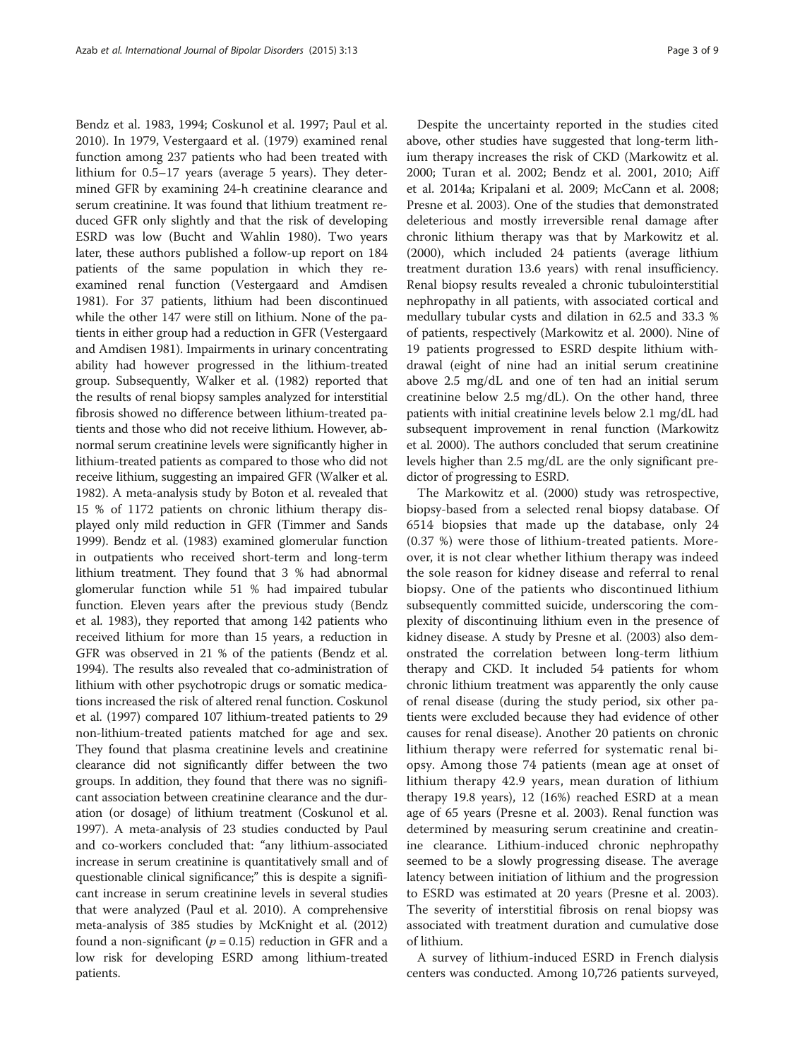Bendz et al. 1983, 1994; Coskunol et al. 1997; Paul et al. 2010). In 1979, Vestergaard et al. (1979) examined renal function among 237 patients who had been treated with lithium for 0.5–17 years (average 5 years). They determined GFR by examining 24-h creatinine clearance and serum creatinine. It was found that lithium treatment reduced GFR only slightly and that the risk of developing ESRD was low (Bucht and Wahlin 1980). Two years later, these authors published a follow-up report on 184 patients of the same population in which they re-examined renal function (Vestergaard and Amdisen 1981). For 37 patients, lithium had been discontinued while the other 147 were still on lithium. None of the patients in either group had a reduction in GFR (Vestergaard and Amdisen 1981). Impairments in urinary concentrating ability had however progressed in the lithium-treated group. Subsequently, Walker et al. (1982) reported that the results of renal biopsy samples analyzed for interstitial fibrosis showed no difference between lithium-treated patients and those who did not receive lithium. However, abnormal serum creatinine levels were significantly higher in lithium-treated patients as compared to those who did not receive lithium, suggesting an impaired GFR (Walker et al. 1982). A meta-analysis study by Boton et al. revealed that 15 % of 1172 patients on chronic lithium therapy displayed only mild reduction in GFR (Timmer and Sands 1999). Bendz et al. (1983) examined glomerular function in outpatients who received short-term and long-term lithium treatment. They found that 3 % had abnormal glomerular function while 51 % had impaired tubular function. Eleven years after the previous study (Bendz et al. 1983), they reported that among 142 patients who received lithium for more than 15 years, a reduction in GFR was observed in 21 % of the patients (Bendz et al. 1994). The results also revealed that co-administration of lithium with other psychotropic drugs or somatic medications increased the risk of altered renal function. Coskunol et al. (1997) compared 107 lithium-treated patients to 29 non-lithium-treated patients matched for age and sex. They found that plasma creatinine levels and creatinine clearance did not significantly differ between the two groups. In addition, they found that there was no significant association between creatinine clearance and the duration (or dosage) of lithium treatment (Coskunol et al. 1997). A meta-analysis of 23 studies conducted by Paul and co-workers concluded that: "any lithium-associated increase in serum creatinine is quantitatively small and of questionable clinical significance;" this is despite a significant increase in serum creatinine levels in several studies that were analyzed (Paul et al. 2010). A comprehensive meta-analysis of 385 studies by McKnight et al. (2012) found a non-significant ($p = 0.15$) reduction in GFR and a low risk for developing ESRD among lithium-treated patients.

Despite the uncertainty reported in the studies cited above, other studies have suggested that long-term lithium therapy increases the risk of CKD (Markowitz et al. 2000; Turan et al. 2002; Bendz et al. 2001, 2010; Aiff et al. 2014a; Kripalani et al. 2009; McCann et al. 2008; Presne et al. 2003). One of the studies that demonstrated deleterious and mostly irreversible renal damage after chronic lithium therapy was that by Markowitz et al. (2000), which included 24 patients (average lithium treatment duration 13.6 years) with renal insufficiency. Renal biopsy results revealed a chronic tubulointerstitial nephropathy in all patients, with associated cortical and medullary tubular cysts and dilation in 62.5 and 33.3 % of patients, respectively (Markowitz et al. 2000). Nine of 19 patients progressed to ESRD despite lithium withdrawal (eight of nine had an initial serum creatinine above 2.5 mg/dL and one of ten had an initial serum creatinine below 2.5 mg/dL). On the other hand, three patients with initial creatinine levels below 2.1 mg/dL had subsequent improvement in renal function (Markowitz et al. 2000). The authors concluded that serum creatinine levels higher than 2.5 mg/dL are the only significant predictor of progressing to ESRD.

The Markowitz et al. (2000) study was retrospective, biopsy-based from a selected renal biopsy database. Of 6514 biopsies that made up the database, only 24 (0.37 %) were those of lithium-treated patients. Moreover, it is not clear whether lithium therapy was indeed the sole reason for kidney disease and referral to renal biopsy. One of the patients who discontinued lithium subsequently committed suicide, underscoring the complexity of discontinuing lithium even in the presence of kidney disease. A study by Presne et al. (2003) also demonstrated the correlation between long-term lithium therapy and CKD. It included 54 patients for whom chronic lithium treatment was apparently the only cause of renal disease (during the study period, six other patients were excluded because they had evidence of other causes for renal disease). Another 20 patients on chronic lithium therapy were referred for systematic renal biopsy. Among those 74 patients (mean age at onset of lithium therapy 42.9 years, mean duration of lithium therapy 19.8 years), 12 (16%) reached ESRD at a mean age of 65 years (Presne et al. 2003). Renal function was determined by measuring serum creatinine and creatinine clearance. Lithium-induced chronic nephropathy seemed to be a slowly progressing disease. The average latency between initiation of lithium and the progression to ESRD was estimated at 20 years (Presne et al. 2003). The severity of interstitial fibrosis on renal biopsy was associated with treatment duration and cumulative dose of lithium.

A survey of lithium-induced ESRD in French dialysis centers was conducted. Among 10,726 patients surveyed,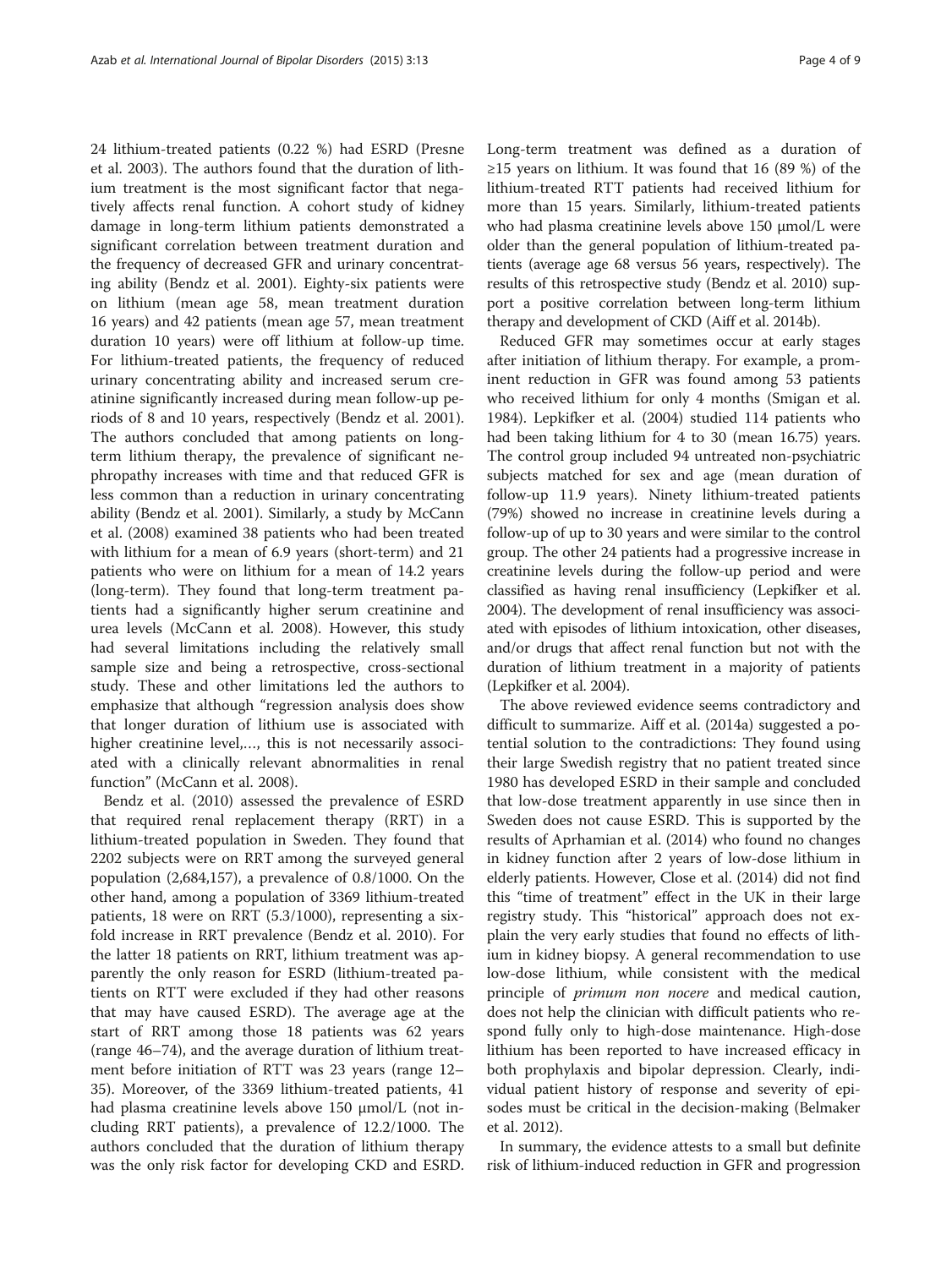24 lithium-treated patients (0.22 %) had ESRD (Presne et al. 2003). The authors found that the duration of lithium treatment is the most significant factor that negatively affects renal function. A cohort study of kidney damage in long-term lithium patients demonstrated a significant correlation between treatment duration and the frequency of decreased GFR and urinary concentrating ability (Bendz et al. 2001). Eighty-six patients were on lithium (mean age 58, mean treatment duration 16 years) and 42 patients (mean age 57, mean treatment duration 10 years) were off lithium at follow-up time. For lithium-treated patients, the frequency of reduced urinary concentrating ability and increased serum creatinine significantly increased during mean follow-up periods of 8 and 10 years, respectively (Bendz et al. 2001). The authors concluded that among patients on long-term lithium therapy, the prevalence of significant nephropathy increases with time and that reduced GFR is less common than a reduction in urinary concentrating ability (Bendz et al. 2001). Similarly, a study by McCann et al. (2008) examined 38 patients who had been treated with lithium for a mean of 6.9 years (short-term) and 21 patients who were on lithium for a mean of 14.2 years (long-term). They found that long-term treatment patients had a significantly higher serum creatinine and urea levels (McCann et al. 2008). However, this study had several limitations including the relatively small sample size and being a retrospective, cross-sectional study. These and other limitations led the authors to emphasize that although "regression analysis does show that longer duration of lithium use is associated with higher creatinine level,…, this is not necessarily associated with a clinically relevant abnormalities in renal function" (McCann et al. 2008).

Bendz et al. (2010) assessed the prevalence of ESRD that required renal replacement therapy (RRT) in a lithium-treated population in Sweden. They found that 2202 subjects were on RRT among the surveyed general population (2,684,157), a prevalence of 0.8/1000. On the other hand, among a population of 3369 lithium-treated patients, 18 were on RRT (5.3/1000), representing a six-fold increase in RRT prevalence (Bendz et al. 2010). For the latter 18 patients on RRT, lithium treatment was apparently the only reason for ESRD (lithium-treated patients on RTT were excluded if they had other reasons that may have caused ESRD). The average age at the start of RRT among those 18 patients was 62 years (range 46–74), and the average duration of lithium treatment before initiation of RTT was 23 years (range 12–35). Moreover, of the 3369 lithium-treated patients, 41 had plasma creatinine levels above 150 μmol/L (not including RRT patients), a prevalence of 12.2/1000. The authors concluded that the duration of lithium therapy was the only risk factor for developing CKD and ESRD. Long-term treatment was defined as a duration of ≥15 years on lithium. It was found that 16 (89 %) of the lithium-treated RTT patients had received lithium for more than 15 years. Similarly, lithium-treated patients who had plasma creatinine levels above 150 μmol/L were older than the general population of lithium-treated patients (average age 68 versus 56 years, respectively). The results of this retrospective study (Bendz et al. 2010) support a positive correlation between long-term lithium therapy and development of CKD (Aiff et al. 2014b).

Reduced GFR may sometimes occur at early stages after initiation of lithium therapy. For example, a prominent reduction in GFR was found among 53 patients who received lithium for only 4 months (Smigan et al. 1984). Lepkifker et al. (2004) studied 114 patients who had been taking lithium for 4 to 30 (mean 16.75) years. The control group included 94 untreated non-psychiatric subjects matched for sex and age (mean duration of follow-up 11.9 years). Ninety lithium-treated patients (79%) showed no increase in creatinine levels during a follow-up of up to 30 years and were similar to the control group. The other 24 patients had a progressive increase in creatinine levels during the follow-up period and were classified as having renal insufficiency (Lepkifker et al. 2004). The development of renal insufficiency was associated with episodes of lithium intoxication, other diseases, and/or drugs that affect renal function but not with the duration of lithium treatment in a majority of patients (Lepkifker et al. 2004).

The above reviewed evidence seems contradictory and difficult to summarize. Aiff et al. (2014a) suggested a potential solution to the contradictions: They found using their large Swedish registry that no patient treated since 1980 has developed ESRD in their sample and concluded that low-dose treatment apparently in use since then in Sweden does not cause ESRD. This is supported by the results of Aprhamian et al. (2014) who found no changes in kidney function after 2 years of low-dose lithium in elderly patients. However, Close et al. (2014) did not find this "time of treatment" effect in the UK in their large registry study. This "historical" approach does not explain the very early studies that found no effects of lithium in kidney biopsy. A general recommendation to use low-dose lithium, while consistent with the medical principle of *primum non nocere* and medical caution, does not help the clinician with difficult patients who respond fully only to high-dose maintenance. High-dose lithium has been reported to have increased efficacy in both prophylaxis and bipolar depression. Clearly, individual patient history of response and severity of episodes must be critical in the decision-making (Belmaker et al. 2012).

In summary, the evidence attests to a small but definite risk of lithium-induced reduction in GFR and progression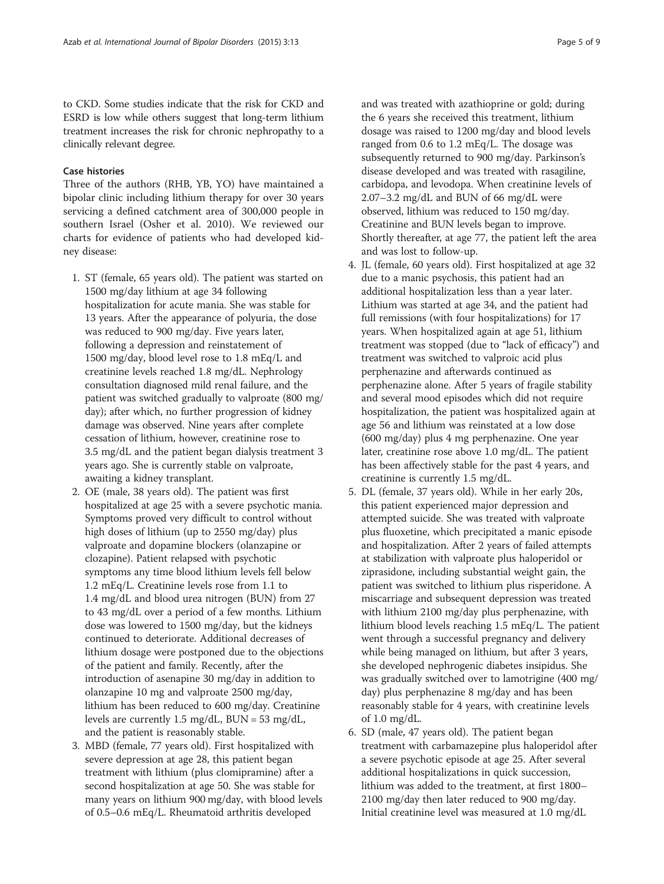to CKD. Some studies indicate that the risk for CKD and ESRD is low while others suggest that long-term lithium treatment increases the risk for chronic nephropathy to a clinically relevant degree.

### Case histories

Three of the authors (RHB, YB, YO) have maintained a bipolar clinic including lithium therapy for over 30 years servicing a defined catchment area of 300,000 people in southern Israel (Osher et al. 2010). We reviewed our charts for evidence of patients who had developed kidney disease:

1. ST (female, 65 years old). The patient was started on 1500 mg/day lithium at age 34 following hospitalization for acute mania. She was stable for 13 years. After the appearance of polyuria, the dose was reduced to 900 mg/day. Five years later, following a depression and reinstatement of 1500 mg/day, blood level rose to 1.8 mEq/L and creatinine levels reached 1.8 mg/dL. Nephrology consultation diagnosed mild renal failure, and the patient was switched gradually to valproate (800 mg/day); after which, no further progression of kidney damage was observed. Nine years after complete cessation of lithium, however, creatinine rose to 3.5 mg/dL and the patient began dialysis treatment 3 years ago. She is currently stable on valproate, awaiting a kidney transplant.
2. OE (male, 38 years old). The patient was first hospitalized at age 25 with a severe psychotic mania. Symptoms proved very difficult to control without high doses of lithium (up to 2550 mg/day) plus valproate and dopamine blockers (olanzapine or clozapine). Patient relapsed with psychotic symptoms any time blood lithium levels fell below 1.2 mEq/L. Creatinine levels rose from 1.1 to 1.4 mg/dL and blood urea nitrogen (BUN) from 27 to 43 mg/dL over a period of a few months. Lithium dose was lowered to 1500 mg/day, but the kidneys continued to deteriorate. Additional decreases of lithium dosage were postponed due to the objections of the patient and family. Recently, after the introduction of asenapine 30 mg/day in addition to olanzapine 10 mg and valproate 2500 mg/day, lithium has been reduced to 600 mg/day. Creatinine levels are currently 1.5 mg/dL, BUN = 53 mg/dL, and the patient is reasonably stable.
3. MBD (female, 77 years old). First hospitalized with severe depression at age 28, this patient began treatment with lithium (plus clomipramine) after a second hospitalization at age 50. She was stable for many years on lithium 900 mg/day, with blood levels of 0.5–0.6 mEq/L. Rheumatoid arthritis developed and was treated with azathioprine or gold; during the 6 years she received this treatment, lithium dosage was raised to 1200 mg/day and blood levels ranged from 0.6 to 1.2 mEq/L. The dosage was subsequently returned to 900 mg/day. Parkinson's disease developed and was treated with rasagiline, carbidopa, and levodopa. When creatinine levels of 2.07–3.2 mg/dL and BUN of 66 mg/dL were observed, lithium was reduced to 150 mg/day. Creatinine and BUN levels began to improve. Shortly thereafter, at age 77, the patient left the area and was lost to follow-up.
4. JL (female, 60 years old). First hospitalized at age 32 due to a manic psychosis, this patient had an additional hospitalization less than a year later. Lithium was started at age 34, and the patient had full remissions (with four hospitalizations) for 17 years. When hospitalized again at age 51, lithium treatment was stopped (due to "lack of efficacy") and treatment was switched to valproic acid plus perphenazine and afterwards continued as perphenazine alone. After 5 years of fragile stability and several mood episodes which did not require hospitalization, the patient was hospitalized again at age 56 and lithium was reinstated at a low dose (600 mg/day) plus 4 mg perphenazine. One year later, creatinine rose above 1.0 mg/dL. The patient has been affectively stable for the past 4 years, and creatinine is currently 1.5 mg/dL.
5. DL (female, 37 years old). While in her early 20s, this patient experienced major depression and attempted suicide. She was treated with valproate plus fluoxetine, which precipitated a manic episode and hospitalization. After 2 years of failed attempts at stabilization with valproate plus haloperidol or ziprasidone, including substantial weight gain, the patient was switched to lithium plus risperidone. A miscarriage and subsequent depression was treated with lithium 2100 mg/day plus perphenazine, with lithium blood levels reaching 1.5 mEq/L. The patient went through a successful pregnancy and delivery while being managed on lithium, but after 3 years, she developed nephrogenic diabetes insipidus. She was gradually switched over to lamotrigine (400 mg/day) plus perphenazine 8 mg/day and has been reasonably stable for 4 years, with creatinine levels of 1.0 mg/dL.
6. SD (male, 47 years old). The patient began treatment with carbamazepine plus haloperidol after a severe psychotic episode at age 25. After several additional hospitalizations in quick succession, lithium was added to the treatment, at first 1800–2100 mg/day then later reduced to 900 mg/day. Initial creatinine level was measured at 1.0 mg/dL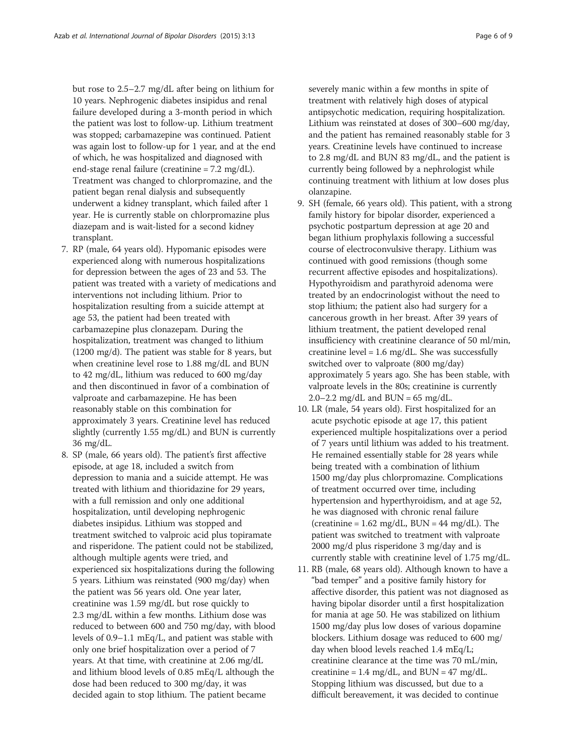but rose to 2.5–2.7 mg/dL after being on lithium for 10 years. Nephrogenic diabetes insipidus and renal failure developed during a 3-month period in which the patient was lost to follow-up. Lithium treatment was stopped; carbamazepine was continued. Patient was again lost to follow-up for 1 year, and at the end of which, he was hospitalized and diagnosed with end-stage renal failure (creatinine = 7.2 mg/dL). Treatment was changed to chlorpromazine, and the patient began renal dialysis and subsequently underwent a kidney transplant, which failed after 1 year. He is currently stable on chlorpromazine plus diazepam and is wait-listed for a second kidney transplant.

7. RP (male, 64 years old). Hypomanic episodes were experienced along with numerous hospitalizations for depression between the ages of 23 and 53. The patient was treated with a variety of medications and interventions not including lithium. Prior to hospitalization resulting from a suicide attempt at age 53, the patient had been treated with carbamazepine plus clonazepam. During the hospitalization, treatment was changed to lithium (1200 mg/d). The patient was stable for 8 years, but when creatinine level rose to 1.88 mg/dL and BUN to 42 mg/dL, lithium was reduced to 600 mg/day and then discontinued in favor of a combination of valproate and carbamazepine. He has been reasonably stable on this combination for approximately 3 years. Creatinine level has reduced slightly (currently 1.55 mg/dL) and BUN is currently 36 mg/dL.
8. SP (male, 66 years old). The patient's first affective episode, at age 18, included a switch from depression to mania and a suicide attempt. He was treated with lithium and thioridazine for 29 years, with a full remission and only one additional hospitalization, until developing nephrogenic diabetes insipidus. Lithium was stopped and treatment switched to valproic acid plus topiramate and risperidone. The patient could not be stabilized, although multiple agents were tried, and experienced six hospitalizations during the following 5 years. Lithium was reinstated (900 mg/day) when the patient was 56 years old. One year later, creatinine was 1.59 mg/dL but rose quickly to 2.3 mg/dL within a few months. Lithium dose was reduced to between 600 and 750 mg/day, with blood levels of 0.9–1.1 mEq/L, and patient was stable with only one brief hospitalization over a period of 7 years. At that time, with creatinine at 2.06 mg/dL and lithium blood levels of 0.85 mEq/L although the dose had been reduced to 300 mg/day, it was decided again to stop lithium. The patient became severely manic within a few months in spite of treatment with relatively high doses of atypical antipsychotic medication, requiring hospitalization. Lithium was reinstated at doses of 300–600 mg/day, and the patient has remained reasonably stable for 3 years. Creatinine levels have continued to increase to 2.8 mg/dL and BUN 83 mg/dL, and the patient is currently being followed by a nephrologist while continuing treatment with lithium at low doses plus olanzapine.
9. SH (female, 66 years old). This patient, with a strong family history for bipolar disorder, experienced a psychotic postpartum depression at age 20 and began lithium prophylaxis following a successful course of electroconvulsive therapy. Lithium was continued with good remissions (though some recurrent affective episodes and hospitalizations). Hypothyroidism and parathyroid adenoma were treated by an endocrinologist without the need to stop lithium; the patient also had surgery for a cancerous growth in her breast. After 39 years of lithium treatment, the patient developed renal insufficiency with creatinine clearance of 50 ml/min, creatinine level = 1.6 mg/dL. She was successfully switched over to valproate (800 mg/day) approximately 5 years ago. She has been stable, with valproate levels in the 80s; creatinine is currently 2.0–2.2 mg/dL and BUN = 65 mg/dL.
10. LR (male, 54 years old). First hospitalized for an acute psychotic episode at age 17, this patient experienced multiple hospitalizations over a period of 7 years until lithium was added to his treatment. He remained essentially stable for 28 years while being treated with a combination of lithium 1500 mg/day plus chlorpromazine. Complications of treatment occurred over time, including hypertension and hyperthyroidism, and at age 52, he was diagnosed with chronic renal failure (creatinine = 1.62 mg/dL, BUN = 44 mg/dL). The patient was switched to treatment with valproate 2000 mg/d plus risperidone 3 mg/day and is currently stable with creatinine level of 1.75 mg/dL.
11. RB (male, 68 years old). Although known to have a "bad temper" and a positive family history for affective disorder, this patient was not diagnosed as having bipolar disorder until a first hospitalization for mania at age 50. He was stabilized on lithium 1500 mg/day plus low doses of various dopamine blockers. Lithium dosage was reduced to 600 mg/day when blood levels reached 1.4 mEq/L; creatinine clearance at the time was 70 mL/min, creatinine = 1.4 mg/dL, and BUN = 47 mg/dL. Stopping lithium was discussed, but due to a difficult bereavement, it was decided to continue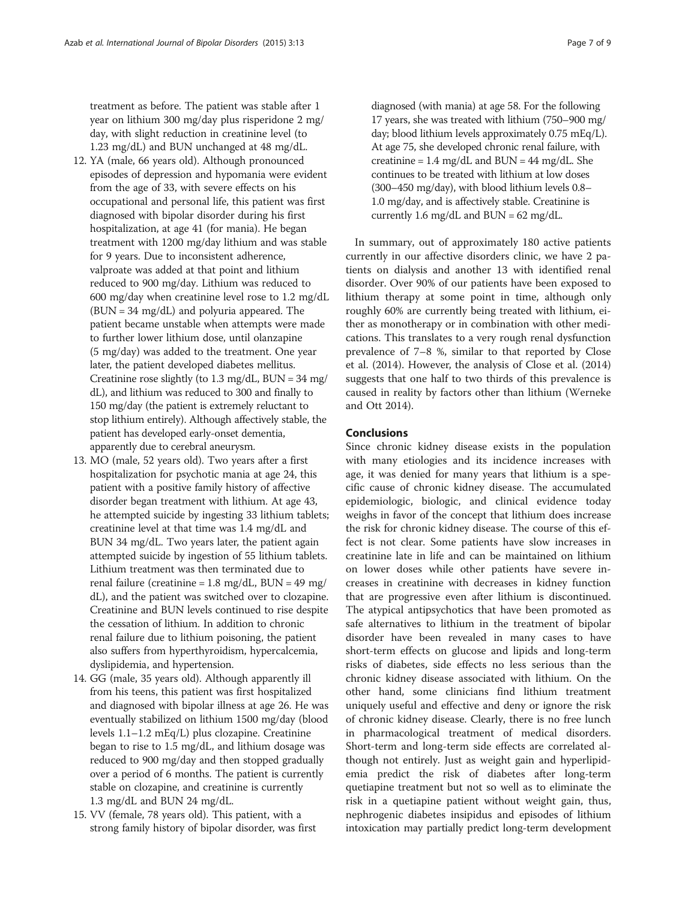treatment as before. The patient was stable after 1 year on lithium 300 mg/day plus risperidone 2 mg/day, with slight reduction in creatinine level (to 1.23 mg/dL) and BUN unchanged at 48 mg/dL.

12. YA (male, 66 years old). Although pronounced episodes of depression and hypomania were evident from the age of 33, with severe effects on his occupational and personal life, this patient was first diagnosed with bipolar disorder during his first hospitalization, at age 41 (for mania). He began treatment with 1200 mg/day lithium and was stable for 9 years. Due to inconsistent adherence, valproate was added at that point and lithium reduced to 900 mg/day. Lithium was reduced to 600 mg/day when creatinine level rose to 1.2 mg/dL (BUN = 34 mg/dL) and polyuria appeared. The patient became unstable when attempts were made to further lower lithium dose, until olanzapine (5 mg/day) was added to the treatment. One year later, the patient developed diabetes mellitus. Creatinine rose slightly (to 1.3 mg/dL, BUN = 34 mg/dL), and lithium was reduced to 300 and finally to 150 mg/day (the patient is extremely reluctant to stop lithium entirely). Although affectively stable, the patient has developed early-onset dementia, apparently due to cerebral aneurysm.
13. MO (male, 52 years old). Two years after a first hospitalization for psychotic mania at age 24, this patient with a positive family history of affective disorder began treatment with lithium. At age 43, he attempted suicide by ingesting 33 lithium tablets; creatinine level at that time was 1.4 mg/dL and BUN 34 mg/dL. Two years later, the patient again attempted suicide by ingestion of 55 lithium tablets. Lithium treatment was then terminated due to renal failure (creatinine = 1.8 mg/dL, BUN = 49 mg/dL), and the patient was switched over to clozapine. Creatinine and BUN levels continued to rise despite the cessation of lithium. In addition to chronic renal failure due to lithium poisoning, the patient also suffers from hyperthyroidism, hypercalcemia, dyslipidemia, and hypertension.
14. GG (male, 35 years old). Although apparently ill from his teens, this patient was first hospitalized and diagnosed with bipolar illness at age 26. He was eventually stabilized on lithium 1500 mg/day (blood levels 1.1–1.2 mEq/L) plus clozapine. Creatinine began to rise to 1.5 mg/dL, and lithium dosage was reduced to 900 mg/day and then stopped gradually over a period of 6 months. The patient is currently stable on clozapine, and creatinine is currently 1.3 mg/dL and BUN 24 mg/dL.
15. VV (female, 78 years old). This patient, with a strong family history of bipolar disorder, was first diagnosed (with mania) at age 58. For the following 17 years, she was treated with lithium (750–900 mg/day; blood lithium levels approximately 0.75 mEq/L). At age 75, she developed chronic renal failure, with creatinine = 1.4 mg/dL and BUN = 44 mg/dL. She continues to be treated with lithium at low doses (300–450 mg/day), with blood lithium levels 0.8–1.0 mg/day, and is affectively stable. Creatinine is currently 1.6 mg/dL and BUN = 62 mg/dL.

In summary, out of approximately 180 active patients currently in our affective disorders clinic, we have 2 patients on dialysis and another 13 with identified renal disorder. Over 90% of our patients have been exposed to lithium therapy at some point in time, although only roughly 60% are currently being treated with lithium, either as monotherapy or in combination with other medications. This translates to a very rough renal dysfunction prevalence of 7–8 %, similar to that reported by Close et al. (2014). However, the analysis of Close et al. (2014) suggests that one half to two thirds of this prevalence is caused in reality by factors other than lithium (Werneke and Ott 2014).

## Conclusions

Since chronic kidney disease exists in the population with many etiologies and its incidence increases with age, it was denied for many years that lithium is a specific cause of chronic kidney disease. The accumulated epidemiologic, biologic, and clinical evidence today weighs in favor of the concept that lithium does increase the risk for chronic kidney disease. The course of this effect is not clear. Some patients have slow increases in creatinine late in life and can be maintained on lithium on lower doses while other patients have severe increases in creatinine with decreases in kidney function that are progressive even after lithium is discontinued. The atypical antipsychotics that have been promoted as safe alternatives to lithium in the treatment of bipolar disorder have been revealed in many cases to have short-term effects on glucose and lipids and long-term risks of diabetes, side effects no less serious than the chronic kidney disease associated with lithium. On the other hand, some clinicians find lithium treatment uniquely useful and effective and deny or ignore the risk of chronic kidney disease. Clearly, there is no free lunch in pharmacological treatment of medical disorders. Short-term and long-term side effects are correlated although not entirely. Just as weight gain and hyperlipidemia predict the risk of diabetes after long-term quetiapine treatment but not so well as to eliminate the risk in a quetiapine patient without weight gain, thus, nephrogenic diabetes insipidus and episodes of lithium intoxication may partially predict long-term development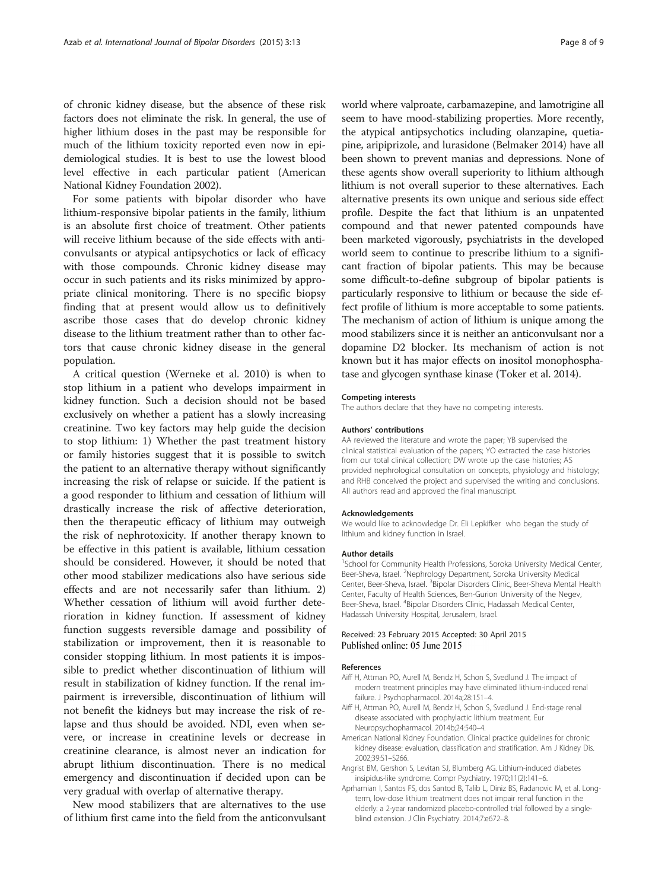of chronic kidney disease, but the absence of these risk factors does not eliminate the risk. In general, the use of higher lithium doses in the past may be responsible for much of the lithium toxicity reported even now in epidemiological studies. It is best to use the lowest blood level effective in each particular patient (American National Kidney Foundation 2002).

For some patients with bipolar disorder who have lithium-responsive bipolar patients in the family, lithium is an absolute first choice of treatment. Other patients will receive lithium because of the side effects with anticonvulsants or atypical antipsychotics or lack of efficacy with those compounds. Chronic kidney disease may occur in such patients and its risks minimized by appropriate clinical monitoring. There is no specific biopsy finding that at present would allow us to definitively ascribe those cases that do develop chronic kidney disease to the lithium treatment rather than to other factors that cause chronic kidney disease in the general population.

A critical question (Werneke et al. 2010) is when to stop lithium in a patient who develops impairment in kidney function. Such a decision should not be based exclusively on whether a patient has a slowly increasing creatinine. Two key factors may help guide the decision to stop lithium: 1) Whether the past treatment history or family histories suggest that it is possible to switch the patient to an alternative therapy without significantly increasing the risk of relapse or suicide. If the patient is a good responder to lithium and cessation of lithium will drastically increase the risk of affective deterioration, then the therapeutic efficacy of lithium may outweigh the risk of nephrotoxicity. If another therapy known to be effective in this patient is available, lithium cessation should be considered. However, it should be noted that other mood stabilizer medications also have serious side effects and are not necessarily safer than lithium. 2) Whether cessation of lithium will avoid further deterioration in kidney function. If assessment of kidney function suggests reversible damage and possibility of stabilization or improvement, then it is reasonable to consider stopping lithium. In most patients it is impossible to predict whether discontinuation of lithium will result in stabilization of kidney function. If the renal impairment is irreversible, discontinuation of lithium will not benefit the kidneys but may increase the risk of relapse and thus should be avoided. NDI, even when severe, or increase in creatinine levels or decrease in creatinine clearance, is almost never an indication for abrupt lithium discontinuation. There is no medical emergency and discontinuation if decided upon can be very gradual with overlap of alternative therapy.

New mood stabilizers that are alternatives to the use of lithium first came into the field from the anticonvulsant world where valproate, carbamazepine, and lamotrigine all seem to have mood-stabilizing properties. More recently, the atypical antipsychotics including olanzapine, quetiapine, aripiprizole, and lurasidone (Belmaker 2014) have all been shown to prevent manias and depressions. None of these agents show overall superiority to lithium although lithium is not overall superior to these alternatives. Each alternative presents its own unique and serious side effect profile. Despite the fact that lithium is an unpatented compound and that newer patented compounds have been marketed vigorously, psychiatrists in the developed world seem to continue to prescribe lithium to a significant fraction of bipolar patients. This may be because some difficult-to-define subgroup of bipolar patients is particularly responsive to lithium or because the side effect profile of lithium is more acceptable to some patients. The mechanism of action of lithium is unique among the mood stabilizers since it is neither an anticonvulsant nor a dopamine D2 blocker. Its mechanism of action is not known but it has major effects on inositol monophosphatase and glycogen synthase kinase (Toker et al. 2014).

#### Competing interests
The authors declare that they have no competing interests.

#### Authors' contributions
AA reviewed the literature and wrote the paper; YB supervised the clinical statistical evaluation of the papers; YO extracted the case histories from our total clinical collection; DW wrote up the case histories; AS provided nephrological consultation on concepts, physiology and histology; and RHB conceived the project and supervised the writing and conclusions. All authors read and approved the final manuscript.

#### Acknowledgements
We would like to acknowledge Dr. Eli Lepkifker who began the study of lithium and kidney function in Israel.

#### Author details
[1]School for Community Health Professions, Soroka University Medical Center, Beer-Sheva, Israel. [2]Nephrology Department, Soroka University Medical Center, Beer-Sheva, Israel. [3]Bipolar Disorders Clinic, Beer-Sheva Mental Health Center, Faculty of Health Sciences, Ben-Gurion University of the Negev, Beer-Sheva, Israel. [4]Bipolar Disorders Clinic, Hadassah Medical Center, Hadassah University Hospital, Jerusalem, Israel.

Received: 23 February 2015 Accepted: 30 April 2015
Published online: 05 June 2015

#### References
- Aiff H, Attman PO, Aurell M, Bendz H, Schon S, Svedlund J. The impact of modern treatment principles may have eliminated lithium-induced renal failure. J Psychopharmacol. 2014a;28:151–4.
- Aiff H, Attman PO, Aurell M, Bendz H, Schon S, Svedlund J. End-stage renal disease associated with prophylactic lithium treatment. Eur Neuropsychopharmacol. 2014b;24:540–4.
- American National Kidney Foundation. Clinical practice guidelines for chronic kidney disease: evaluation, classification and stratification. Am J Kidney Dis. 2002;39:S1–S266.
- Angrist BM, Gershon S, Levitan SJ, Blumberg AG. Lithium-induced diabetes insipidus-like syndrome. Compr Psychiatry. 1970;11(2):141–6.
- Aprhamian I, Santos FS, dos Santod B, Talib L, Diniz BS, Radanovic M, et al. Long-term, low-dose lithium treatment does not impair renal function in the elderly: a 2-year randomized placebo-controlled trial followed by a single-blind extension. J Clin Psychiatry. 2014;7:e672–8.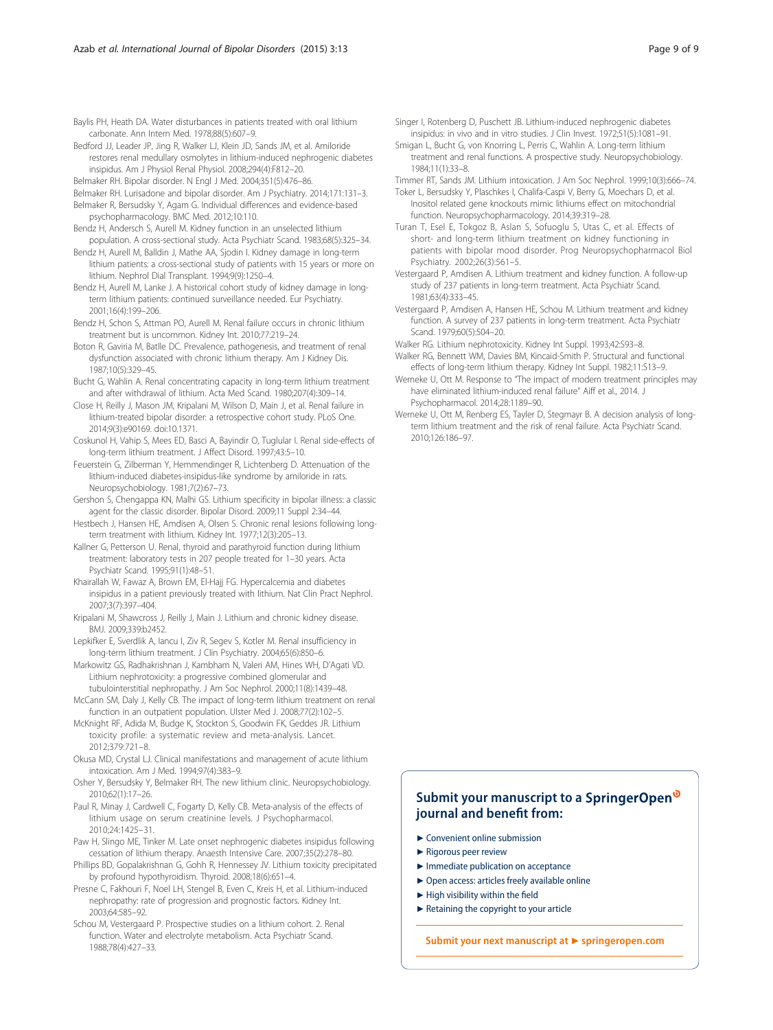Baylis PH, Heath DA. Water disturbances in patients treated with oral lithium carbonate. Ann Intern Med. 1978;88(5):607–9.

Bedford JJ, Leader JP, Jing R, Walker LJ, Klein JD, Sands JM, et al. Amiloride restores renal medullary osmolytes in lithium-induced nephrogenic diabetes insipidus. Am J Physiol Renal Physiol. 2008;294(4):F812–20.

Belmaker RH. Bipolar disorder. N Engl J Med. 2004;351(5):476–86.

Belmaker RH. Lurisadone and bipolar disorder. Am J Psychiatry. 2014;171:131–3.

Belmaker R, Bersudsky Y, Agam G. Individual differences and evidence-based psychopharmacology. BMC Med. 2012;10:110.

Bendz H, Andersch S, Aurell M. Kidney function in an unselected lithium population. A cross-sectional study. Acta Psychiatr Scand. 1983;68(5):325–34.

Bendz H, Aurell M, Balldin J, Mathe AA, Sjodin I. Kidney damage in long-term lithium patients: a cross-sectional study of patients with 15 years or more on lithium. Nephrol Dial Transplant. 1994;9(9):1250–4.

Bendz H, Aurell M, Lanke J. A historical cohort study of kidney damage in long-term lithium patients: continued surveillance needed. Eur Psychiatry. 2001;16(4):199–206.

Bendz H, Schon S, Attman PO, Aurell M. Renal failure occurs in chronic lithium treatment but is uncommon. Kidney Int. 2010;77:219–24.

Boton R, Gaviria M, Batlle DC. Prevalence, pathogenesis, and treatment of renal dysfunction associated with chronic lithium therapy. Am J Kidney Dis. 1987;10(5):329–45.

Bucht G, Wahlin A. Renal concentrating capacity in long-term lithium treatment and after withdrawal of lithium. Acta Med Scand. 1980;207(4):309–14.

Close H, Reilly J, Mason JM, Kripalani M, Wilson D, Main J, et al. Renal failure in lithium-treated bipolar disorder: a retrospective cohort study. PLoS One. 2014;9(3):e90169. doi:10.1371.

Coskunol H, Vahip S, Mees ED, Basci A, Bayindir O, Tuglular I. Renal side-effects of long-term lithium treatment. J Affect Disord. 1997;43:5–10.

Feuerstein G, Zilberman Y, Hemmendinger R, Lichtenberg D. Attenuation of the lithium-induced diabetes-insipidus-like syndrome by amiloride in rats. Neuropsychobiology. 1981;7(2):67–73.

Gershon S, Chengappa KN, Malhi GS. Lithium specificity in bipolar illness: a classic agent for the classic disorder. Bipolar Disord. 2009;11 Suppl 2:34–44.

Hestbech J, Hansen HE, Amdisen A, Olsen S. Chronic renal lesions following long-term treatment with lithium. Kidney Int. 1977;12(3):205–13.

Kallner G, Petterson U. Renal, thyroid and parathyroid function during lithium treatment: laboratory tests in 207 people treated for 1–30 years. Acta Psychiatr Scand. 1995;91(1):48–51.

Khairallah W, Fawaz A, Brown EM, El-Hajj FG. Hypercalcemia and diabetes insipidus in a patient previously treated with lithium. Nat Clin Pract Nephrol. 2007;3(7):397–404.

Kripalani M, Shawcross J, Reilly J, Main J. Lithium and chronic kidney disease. BMJ. 2009;339:b2452.

Lepkifker E, Sverdlik A, Iancu I, Ziv R, Segev S, Kotler M. Renal insufficiency in long-term lithium treatment. J Clin Psychiatry. 2004;65(6):850–6.

Markowitz GS, Radhakrishnan J, Kambham N, Valeri AM, Hines WH, D'Agati VD. Lithium nephrotoxicity: a progressive combined glomerular and tubulointerstitial nephropathy. J Am Soc Nephrol. 2000;11(8):1439–48.

McCann SM, Daly J, Kelly CB. The impact of long-term lithium treatment on renal function in an outpatient population. Ulster Med J. 2008;77(2):102–5.

McKnight RF, Adida M, Budge K, Stockton S, Goodwin FK, Geddes JR. Lithium toxicity profile: a systematic review and meta-analysis. Lancet. 2012;379:721–8.

Okusa MD, Crystal LJ. Clinical manifestations and management of acute lithium intoxication. Am J Med. 1994;97(4):383–9.

Osher Y, Bersudsky Y, Belmaker RH. The new lithium clinic. Neuropsychobiology. 2010;62(1):17–26.

Paul R, Minay J, Cardwell C, Fogarty D, Kelly CB. Meta-analysis of the effects of lithium usage on serum creatinine levels. J Psychopharmacol. 2010;24:1425–31.

Paw H, Slingo ME, Tinker M. Late onset nephrogenic diabetes insipidus following cessation of lithium therapy. Anaesth Intensive Care. 2007;35(2):278–80.

Phillips BD, Gopalakrishnan G, Gohh R, Hennessey JV. Lithium toxicity precipitated by profound hypothyroidism. Thyroid. 2008;18(6):651–4.

Presne C, Fakhouri F, Noel LH, Stengel B, Even C, Kreis H, et al. Lithium-induced nephropathy: rate of progression and prognostic factors. Kidney Int. 2003;64:585–92.

Schou M, Vestergaard P. Prospective studies on a lithium cohort. 2. Renal function. Water and electrolyte metabolism. Acta Psychiatr Scand. 1988;78(4):427–33.

Singer I, Rotenberg D, Puschett JB. Lithium-induced nephrogenic diabetes insipidus: in vivo and in vitro studies. J Clin Invest. 1972;51(5):1081–91.

Smigan L, Bucht G, von Knorring L, Perris C, Wahlin A. Long-term lithium treatment and renal functions. A prospective study. Neuropsychobiology. 1984;11(1):33–8.

Timmer RT, Sands JM. Lithium intoxication. J Am Soc Nephrol. 1999;10(3):666–74.

Toker L, Bersudsky Y, Plaschkes I, Chalifa-Caspi V, Berry G, Moechars D, et al. Inositol related gene knockouts mimic lithiums effect on mitochondrial function. Neuropsychopharmacology. 2014;39:319–28.

Turan T, Esel E, Tokgoz B, Aslan S, Sofuoglu S, Utas C, et al. Effects of short- and long-term lithium treatment on kidney functioning in patients with bipolar mood disorder. Prog Neuropsychopharmacol Biol Psychiatry. 2002;26(3):561–5.

Vestergaard P, Amdisen A. Lithium treatment and kidney function. A follow-up study of 237 patients in long-term treatment. Acta Psychiatr Scand. 1981;63(4):333–45.

Vestergaard P, Amdisen A, Hansen HE, Schou M. Lithium treatment and kidney function. A survey of 237 patients in long-term treatment. Acta Psychiatr Scand. 1979;60(5):504–20.

Walker RG. Lithium nephrotoxicity. Kidney Int Suppl. 1993;42:S93–8.

Walker RG, Bennett WM, Davies BM, Kincaid-Smith P. Structural and functional effects of long-term lithium therapy. Kidney Int Suppl. 1982;11:S13–9.

Werneke U, Ott M. Response to "The impact of modern treatment principles may have eliminated lithium-induced renal failure" Aiff et al., 2014. J Psychopharmacol. 2014;28:1189–90.

Werneke U, Ott M, Renberg ES, Tayler D, Stegmayr B. A decision analysis of long-term lithium treatment and the risk of renal failure. Acta Psychiatr Scand. 2010;126:186–97.